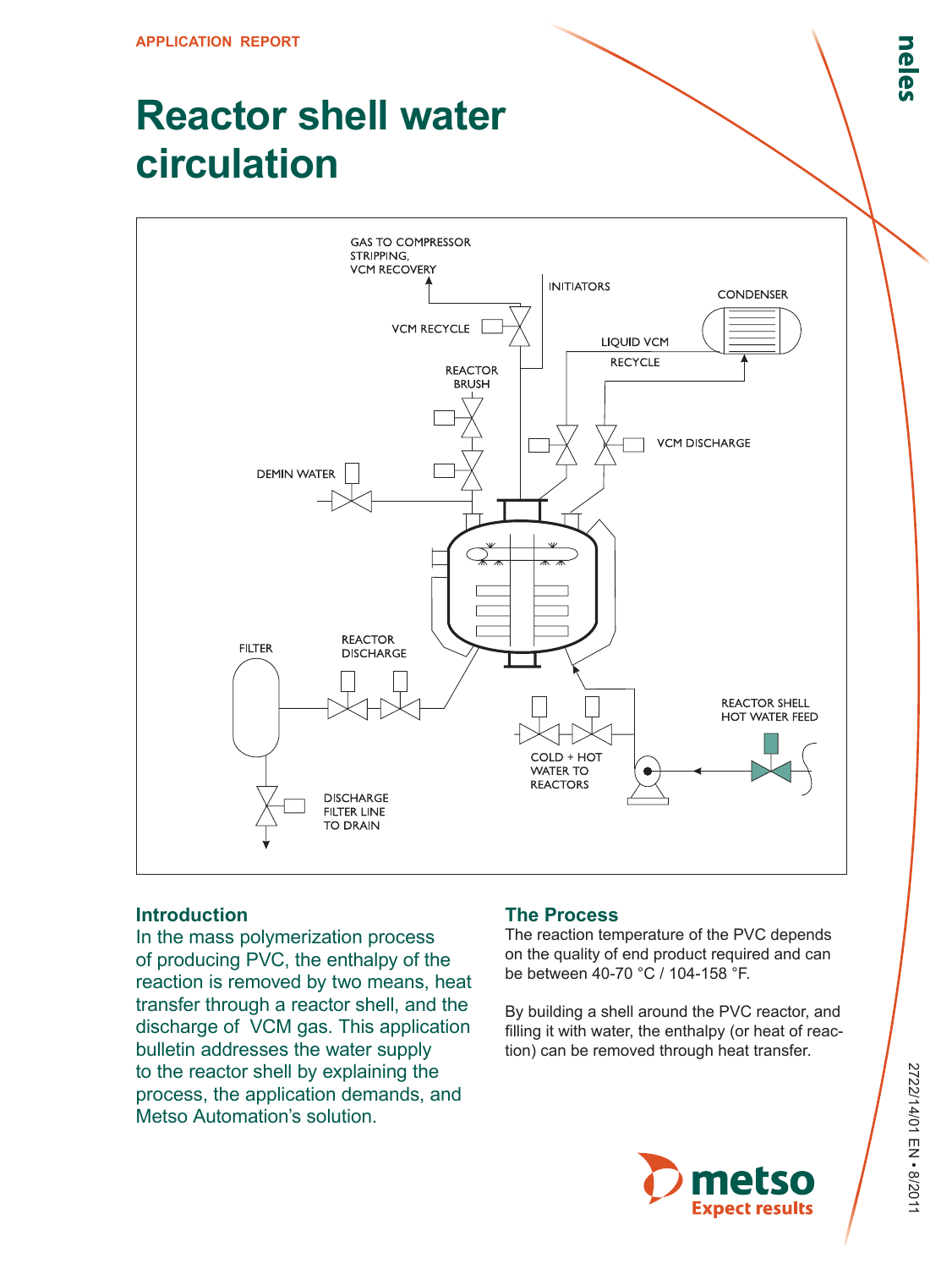APPLICATION REPORT

# Reactor shell water circulation

## Introduction

In the mass polymerization process of producing PVC, the enthalpy of the reaction is removed by two means, heat transfer through a reactor shell, and the discharge of VCM gas. This application bulletin addresses the water supply to the reactor shell by explaining the process, the application demands, and Metso Automation's solution.

## The Process

The reaction temperature of the PVC depends on the quality of end product required and can be between 40-70 °C / 104-158 °F.

By building a shell around the PVC reactor, and filling it with water, the enthalpy (or heat of reaction) can be removed through heat transfer.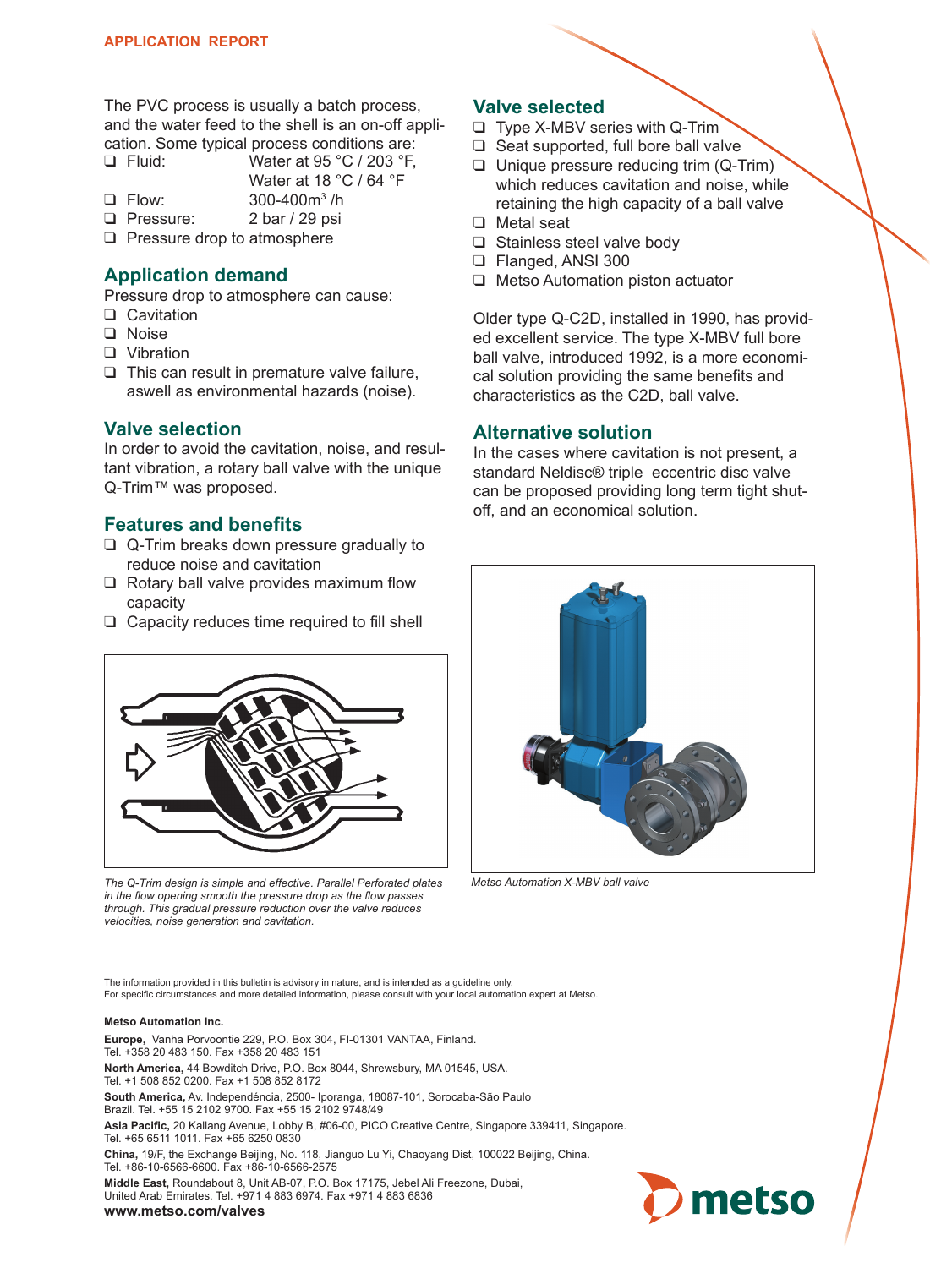The PVC process is usually a batch process, and the water feed to the shell is an on-off application. Some typical process conditions are:

- Fluid: Water at 95 °C / 203 °F, Water at 18 °C / 64 °F
- Flow: 300-400m$^3$ /h
- Pressure: 2 bar / 29 psi
- Pressure drop to atmosphere

## Application demand

Pressure drop to atmosphere can cause:

- Cavitation
- Noise
- Vibration
- This can result in premature valve failure, aswell as environmental hazards (noise).

## Valve selection

In order to avoid the cavitation, noise, and resultant vibration, a rotary ball valve with the unique Q-Trim™ was proposed.

## Features and benefits

- Q-Trim breaks down pressure gradually to reduce noise and cavitation
- Rotary ball valve provides maximum flow capacity
- Capacity reduces time required to fill shell

*The Q-Trim design is simple and effective. Parallel Perforated plates in the flow opening smooth the pressure drop as the flow passes through. This gradual pressure reduction over the valve reduces velocities, noise generation and cavitation.*

## Valve selected

- Type X-MBV series with Q-Trim
- Seat supported, full bore ball valve
- Unique pressure reducing trim (Q-Trim) which reduces cavitation and noise, while retaining the high capacity of a ball valve
- Metal seat
- Stainless steel valve body
- Flanged, ANSI 300
- Metso Automation piston actuator

Older type Q-C2D, installed in 1990, has provided excellent service. The type X-MBV full bore ball valve, introduced 1992, is a more economical solution providing the same benefits and characteristics as the C2D, ball valve.

## Alternative solution

In the cases where cavitation is not present, a standard Neldisc® triple eccentric disc valve can be proposed providing long term tight shut-off, and an economical solution.

*Metso Automation X-MBV ball valve*

The information provided in this bulletin is advisory in nature, and is intended as a guideline only.
For specific circumstances and more detailed information, please consult with your local automation expert at Metso.

**Metso Automation Inc.**

**Europe,** Vanha Porvoontie 229, P.O. Box 304, FI-01301 VANTAA, Finland.
Tel. +358 20 483 150. Fax +358 20 483 151

**North America,** 44 Bowditch Drive, P.O. Box 8044, Shrewsbury, MA 01545, USA.
Tel. +1 508 852 0200. Fax +1 508 852 8172

**South America,** Av. Independência, 2500- Iporanga, 18087-101, Sorocaba-São Paulo
Brazil. Tel. +55 15 2102 9700. Fax +55 15 2102 9748/49

**Asia Pacific,** 20 Kallang Avenue, Lobby B, #06-00, PICO Creative Centre, Singapore 339411, Singapore.
Tel. +65 6511 1011. Fax +65 6250 0830

**China,** 19/F, the Exchange Beijing, No. 118, Jianguo Lu Yi, Chaoyang Dist, 100022 Beijing, China.
Tel. +86-10-6566-6600. Fax +86-10-6566-2575

**Middle East,** Roundabout 8, Unit AB-07, P.O. Box 17175, Jebel Ali Freezone, Dubai,
United Arab Emirates. Tel. +971 4 883 6974. Fax +971 4 883 6836

**www.metso.com/valves**